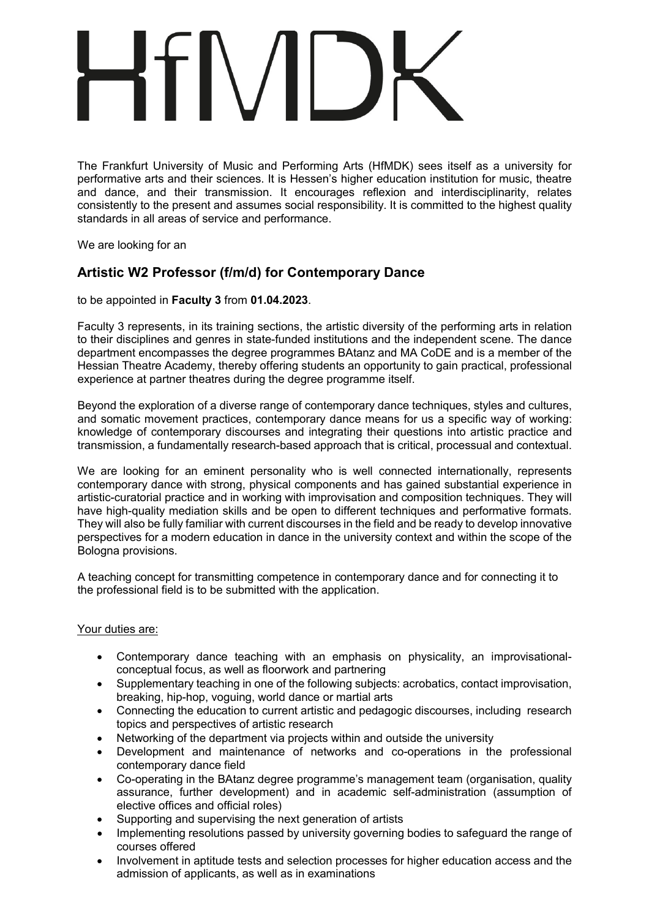# HfMDK

The Frankfurt University of Music and Performing Arts (HfMDK) sees itself as a university for performative arts and their sciences. It is Hessen's higher education institution for music, theatre and dance, and their transmission. It encourages reflexion and interdisciplinarity, relates consistently to the present and assumes social responsibility. It is committed to the highest quality standards in all areas of service and performance.

We are looking for an

## Artistic W2 Professor (f/m/d) for Contemporary Dance

to be appointed in **Faculty 3** from **01.04.2023**.

Faculty 3 represents, in its training sections, the artistic diversity of the performing arts in relation to their disciplines and genres in state-funded institutions and the independent scene. The dance department encompasses the degree programmes BAtanz and MA CoDE and is a member of the Hessian Theatre Academy, thereby offering students an opportunity to gain practical, professional experience at partner theatres during the degree programme itself.

Beyond the exploration of a diverse range of contemporary dance techniques, styles and cultures, and somatic movement practices, contemporary dance means for us a specific way of working: knowledge of contemporary discourses and integrating their questions into artistic practice and transmission, a fundamentally research-based approach that is critical, processual and contextual.

We are looking for an eminent personality who is well connected internationally, represents contemporary dance with strong, physical components and has gained substantial experience in artistic-curatorial practice and in working with improvisation and composition techniques. They will have high-quality mediation skills and be open to different techniques and performative formats. They will also be fully familiar with current discourses in the field and be ready to develop innovative perspectives for a modern education in dance in the university context and within the scope of the Bologna provisions.

A teaching concept for transmitting competence in contemporary dance and for connecting it to the professional field is to be submitted with the application.

Your duties are:

- Contemporary dance teaching with an emphasis on physicality, an improvisational-conceptual focus, as well as floorwork and partnering
- Supplementary teaching in one of the following subjects: acrobatics, contact improvisation, breaking, hip-hop, voguing, world dance or martial arts
- Connecting the education to current artistic and pedagogic discourses, including research topics and perspectives of artistic research
- Networking of the department via projects within and outside the university
- Development and maintenance of networks and co-operations in the professional contemporary dance field
- Co-operating in the BAtanz degree programme's management team (organisation, quality assurance, further development) and in academic self-administration (assumption of elective offices and official roles)
- Supporting and supervising the next generation of artists
- Implementing resolutions passed by university governing bodies to safeguard the range of courses offered
- Involvement in aptitude tests and selection processes for higher education access and the admission of applicants, as well as in examinations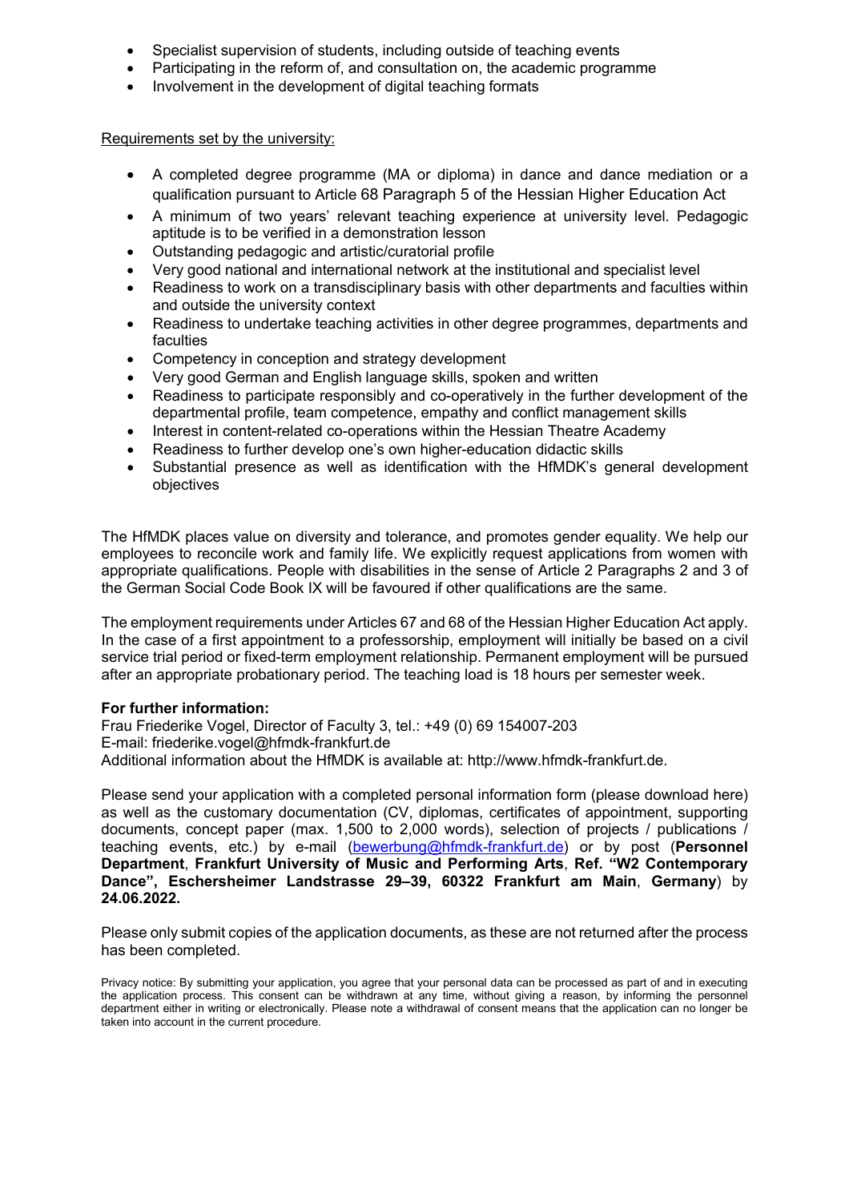- Specialist supervision of students, including outside of teaching events
- Participating in the reform of, and consultation on, the academic programme
- Involvement in the development of digital teaching formats

Requirements set by the university:

- A completed degree programme (MA or diploma) in dance and dance mediation or a qualification pursuant to Article 68 Paragraph 5 of the Hessian Higher Education Act
- A minimum of two years' relevant teaching experience at university level. Pedagogic aptitude is to be verified in a demonstration lesson
- Outstanding pedagogic and artistic/curatorial profile
- Very good national and international network at the institutional and specialist level
- Readiness to work on a transdisciplinary basis with other departments and faculties within and outside the university context
- Readiness to undertake teaching activities in other degree programmes, departments and faculties
- Competency in conception and strategy development
- Very good German and English language skills, spoken and written
- Readiness to participate responsibly and co-operatively in the further development of the departmental profile, team competence, empathy and conflict management skills
- Interest in content-related co-operations within the Hessian Theatre Academy
- Readiness to further develop one's own higher-education didactic skills
- Substantial presence as well as identification with the HfMDK's general development objectives

The HfMDK places value on diversity and tolerance, and promotes gender equality. We help our employees to reconcile work and family life. We explicitly request applications from women with appropriate qualifications. People with disabilities in the sense of Article 2 Paragraphs 2 and 3 of the German Social Code Book IX will be favoured if other qualifications are the same.

The employment requirements under Articles 67 and 68 of the Hessian Higher Education Act apply. In the case of a first appointment to a professorship, employment will initially be based on a civil service trial period or fixed-term employment relationship. Permanent employment will be pursued after an appropriate probationary period. The teaching load is 18 hours per semester week.

**For further information:**
Frau Friederike Vogel, Director of Faculty 3, tel.: +49 (0) 69 154007-203
E-mail: friederike.vogel@hfmdk-frankfurt.de
Additional information about the HfMDK is available at: http://www.hfmdk-frankfurt.de.

Please send your application with a completed personal information form (please download here) as well as the customary documentation (CV, diplomas, certificates of appointment, supporting documents, concept paper (max. 1,500 to 2,000 words), selection of projects / publications / teaching events, etc.) by e-mail (bewerbung@hfmdk-frankfurt.de) or by post (**Personnel Department**, **Frankfurt University of Music and Performing Arts**, **Ref. "W2 Contemporary Dance", Eschersheimer Landstrasse 29–39, 60322 Frankfurt am Main**, **Germany**) by **24.06.2022.**

Please only submit copies of the application documents, as these are not returned after the process has been completed.

Privacy notice: By submitting your application, you agree that your personal data can be processed as part of and in executing the application process. This consent can be withdrawn at any time, without giving a reason, by informing the personnel department either in writing or electronically. Please note a withdrawal of consent means that the application can no longer be taken into account in the current procedure.